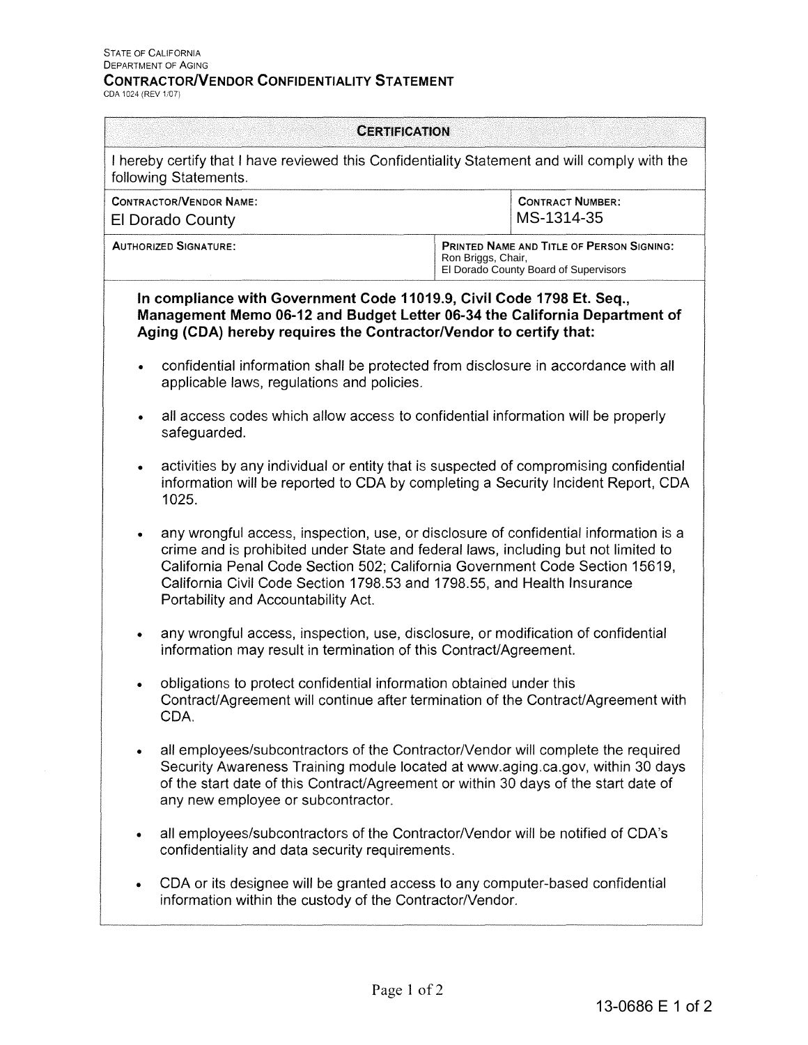STATE OF CALIFORNIA
DEPARTMENT OF AGING

# CONTRACTOR/VENDOR CONFIDENTIALITY STATEMENT

CDA 1024 (REV 1/07)

| **CERTIFICATION** | |
|---|---|
| I hereby certify that I have reviewed this Confidentiality Statement and will comply with the following Statements. | |
| **CONTRACTOR/VENDOR NAME:** El Dorado County | **CONTRACT NUMBER:** MS-1314-35 |
| **AUTHORIZED SIGNATURE:** | **PRINTED NAME AND TITLE OF PERSON SIGNING:** Ron Briggs, Chair, El Dorado County Board of Supervisors |

**In compliance with Government Code 11019.9, Civil Code 1798 Et. Seq., Management Memo 06-12 and Budget Letter 06-34 the California Department of Aging (CDA) hereby requires the Contractor/Vendor to certify that:**

- confidential information shall be protected from disclosure in accordance with all applicable laws, regulations and policies.
- all access codes which allow access to confidential information will be properly safeguarded.
- activities by any individual or entity that is suspected of compromising confidential information will be reported to CDA by completing a Security Incident Report, CDA 1025.
- any wrongful access, inspection, use, or disclosure of confidential information is a crime and is prohibited under State and federal laws, including but not limited to California Penal Code Section 502; California Government Code Section 15619, California Civil Code Section 1798.53 and 1798.55, and Health Insurance Portability and Accountability Act.
- any wrongful access, inspection, use, disclosure, or modification of confidential information may result in termination of this Contract/Agreement.
- obligations to protect confidential information obtained under this Contract/Agreement will continue after termination of the Contract/Agreement with CDA.
- all employees/subcontractors of the Contractor/Vendor will complete the required Security Awareness Training module located at www.aging.ca.gov, within 30 days of the start date of this Contract/Agreement or within 30 days of the start date of any new employee or subcontractor.
- all employees/subcontractors of the Contractor/Vendor will be notified of CDA's confidentiality and data security requirements.
- CDA or its designee will be granted access to any computer-based confidential information within the custody of the Contractor/Vendor.

13-0686 E 1 of 2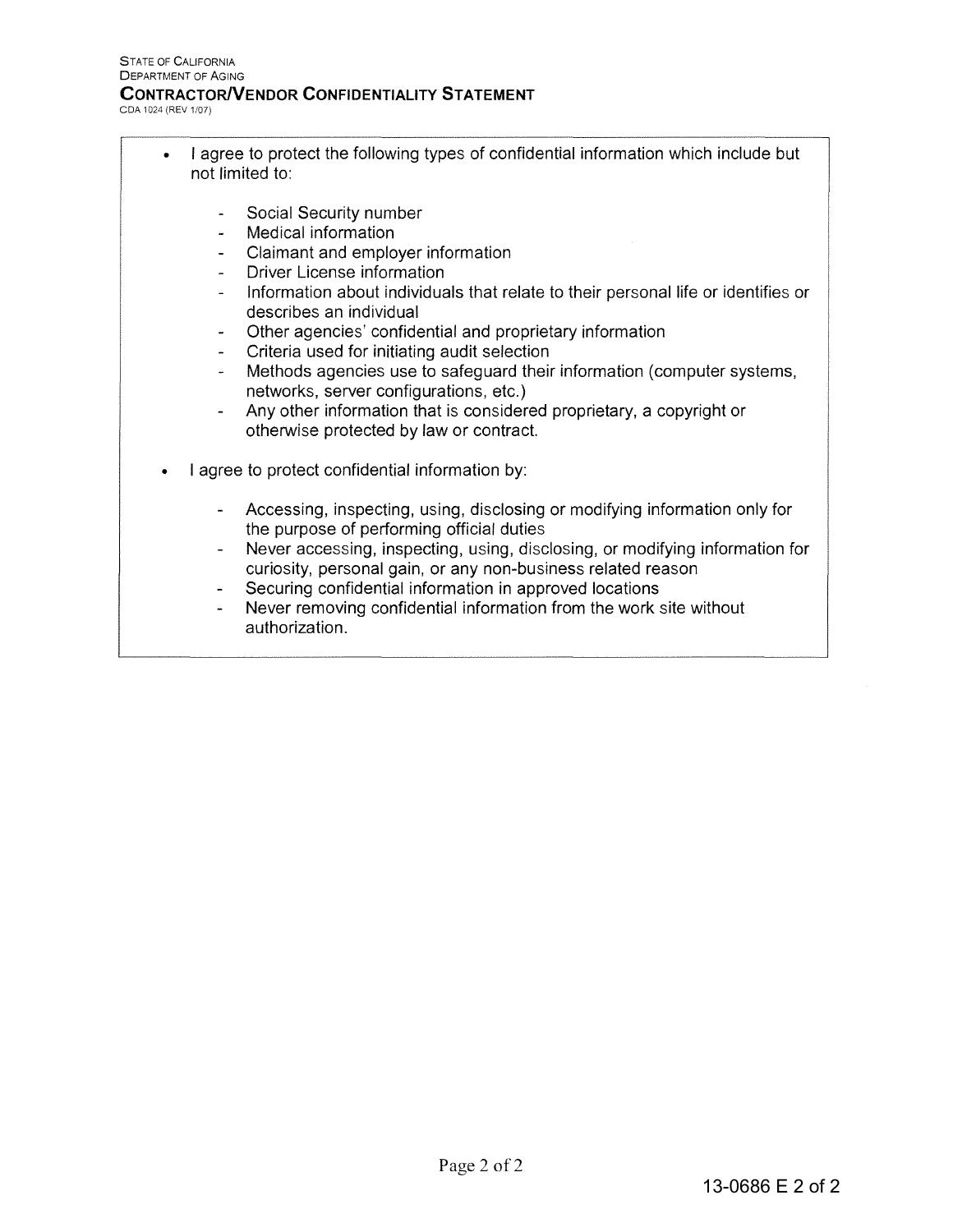STATE OF CALIFORNIA
DEPARTMENT OF AGING

# CONTRACTOR/VENDOR CONFIDENTIALITY STATEMENT

CDA 1024 (REV 1/07)

- I agree to protect the following types of confidential information which include but not limited to:
  - Social Security number
  - Medical information
  - Claimant and employer information
  - Driver License information
  - Information about individuals that relate to their personal life or identifies or describes an individual
  - Other agencies' confidential and proprietary information
  - Criteria used for initiating audit selection
  - Methods agencies use to safeguard their information (computer systems, networks, server configurations, etc.)
  - Any other information that is considered proprietary, a copyright or otherwise protected by law or contract.

- I agree to protect confidential information by:
  - Accessing, inspecting, using, disclosing or modifying information only for the purpose of performing official duties
  - Never accessing, inspecting, using, disclosing, or modifying information for curiosity, personal gain, or any non-business related reason
  - Securing confidential information in approved locations
  - Never removing confidential information from the work site without authorization.

13-0686 E 2 of 2